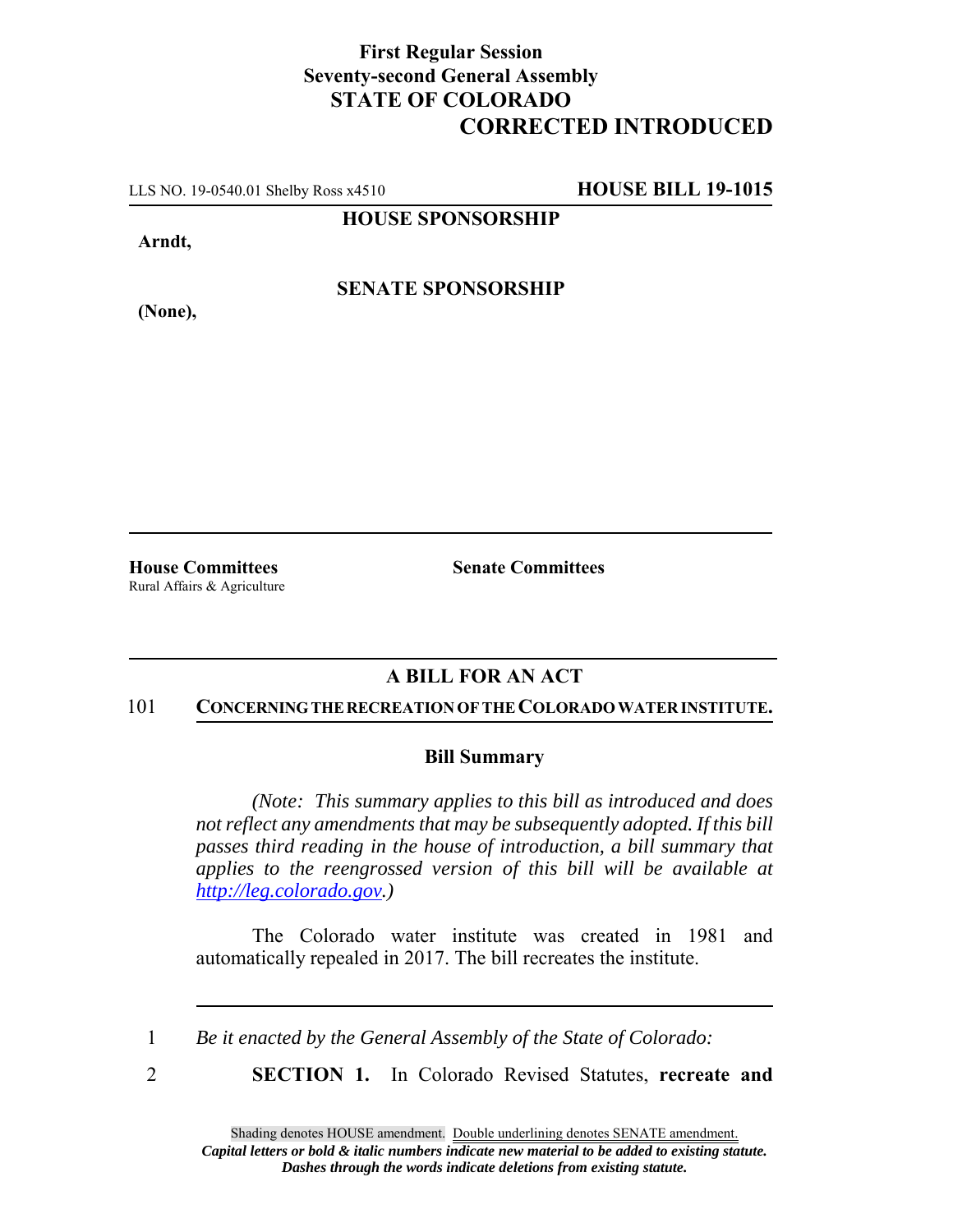**First Regular Session**
**Seventy-second General Assembly**
**STATE OF COLORADO**

# CORRECTED INTRODUCED

LLS NO. 19-0540.01 Shelby Ross x4510 **HOUSE BILL 19-1015**

**HOUSE SPONSORSHIP**

**Arndt,**

**SENATE SPONSORSHIP**

**(None),**

**House Committees**
Rural Affairs & Agriculture

**Senate Committees**

## A BILL FOR AN ACT

101 **CONCERNING THE RECREATION OF THE COLORADO WATER INSTITUTE.**

### Bill Summary

*(Note: This summary applies to this bill as introduced and does not reflect any amendments that may be subsequently adopted. If this bill passes third reading in the house of introduction, a bill summary that applies to the reengrossed version of this bill will be available at http://leg.colorado.gov.)*

The Colorado water institute was created in 1981 and automatically repealed in 2017. The bill recreates the institute.

1 *Be it enacted by the General Assembly of the State of Colorado:*

2 **SECTION 1.** In Colorado Revised Statutes, **recreate and**

Shading denotes HOUSE amendment. Double underlining denotes SENATE amendment.
*Capital letters or bold & italic numbers indicate new material to be added to existing statute.*
*Dashes through the words indicate deletions from existing statute.*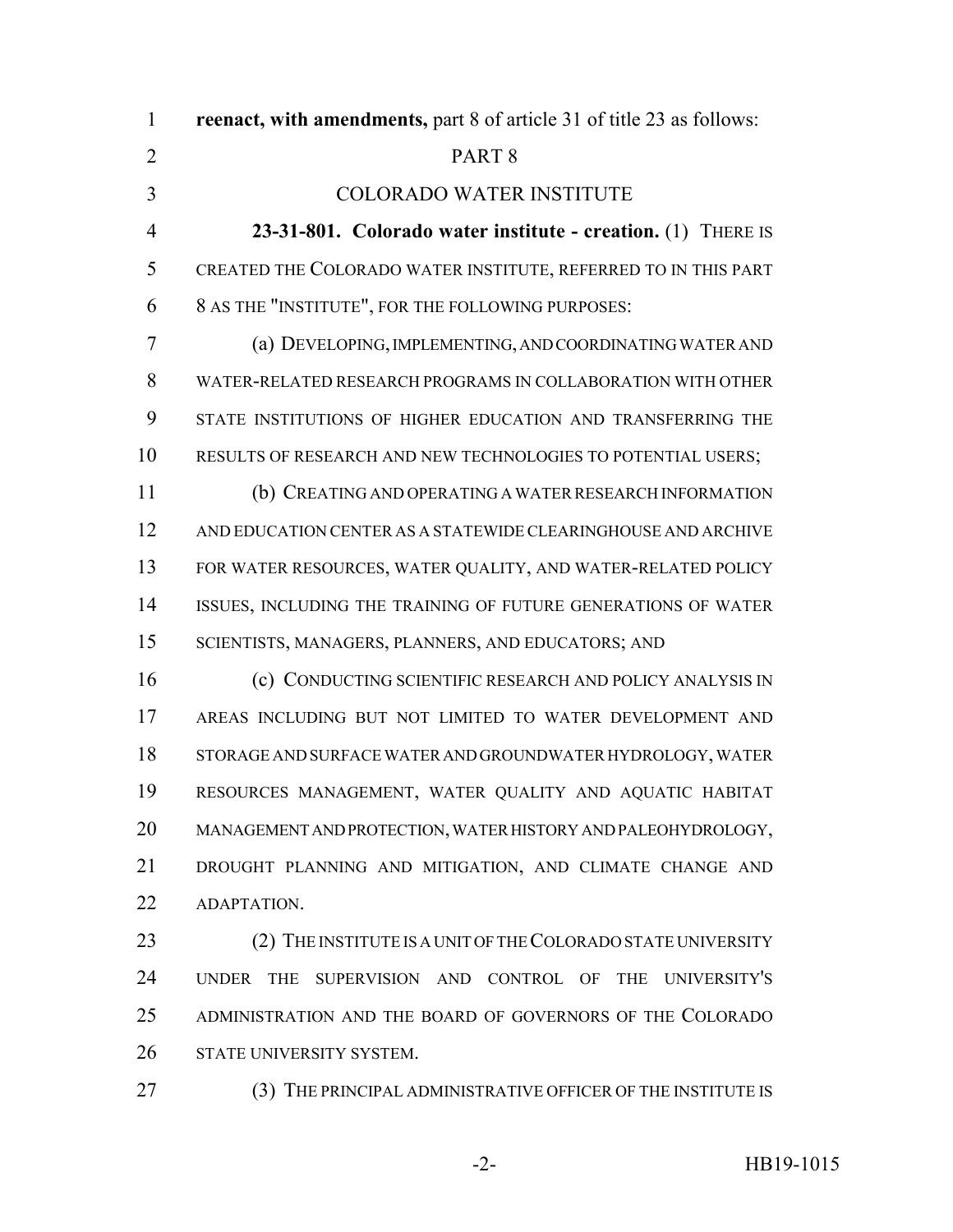**reenact, with amendments,** part 8 of article 31 of title 23 as follows:

PART 8

COLORADO WATER INSTITUTE

**23-31-801. Colorado water institute - creation.** (1) THERE IS CREATED THE COLORADO WATER INSTITUTE, REFERRED TO IN THIS PART 8 AS THE "INSTITUTE", FOR THE FOLLOWING PURPOSES:

(a) DEVELOPING, IMPLEMENTING, AND COORDINATING WATER AND WATER-RELATED RESEARCH PROGRAMS IN COLLABORATION WITH OTHER STATE INSTITUTIONS OF HIGHER EDUCATION AND TRANSFERRING THE RESULTS OF RESEARCH AND NEW TECHNOLOGIES TO POTENTIAL USERS;

(b) CREATING AND OPERATING A WATER RESEARCH INFORMATION AND EDUCATION CENTER AS A STATEWIDE CLEARINGHOUSE AND ARCHIVE FOR WATER RESOURCES, WATER QUALITY, AND WATER-RELATED POLICY ISSUES, INCLUDING THE TRAINING OF FUTURE GENERATIONS OF WATER SCIENTISTS, MANAGERS, PLANNERS, AND EDUCATORS; AND

(c) CONDUCTING SCIENTIFIC RESEARCH AND POLICY ANALYSIS IN AREAS INCLUDING BUT NOT LIMITED TO WATER DEVELOPMENT AND STORAGE AND SURFACE WATER AND GROUNDWATER HYDROLOGY, WATER RESOURCES MANAGEMENT, WATER QUALITY AND AQUATIC HABITAT MANAGEMENT AND PROTECTION, WATER HISTORY AND PALEOHYDROLOGY, DROUGHT PLANNING AND MITIGATION, AND CLIMATE CHANGE AND ADAPTATION.

(2) THE INSTITUTE IS A UNIT OF THE COLORADO STATE UNIVERSITY UNDER THE SUPERVISION AND CONTROL OF THE UNIVERSITY'S ADMINISTRATION AND THE BOARD OF GOVERNORS OF THE COLORADO STATE UNIVERSITY SYSTEM.

(3) THE PRINCIPAL ADMINISTRATIVE OFFICER OF THE INSTITUTE IS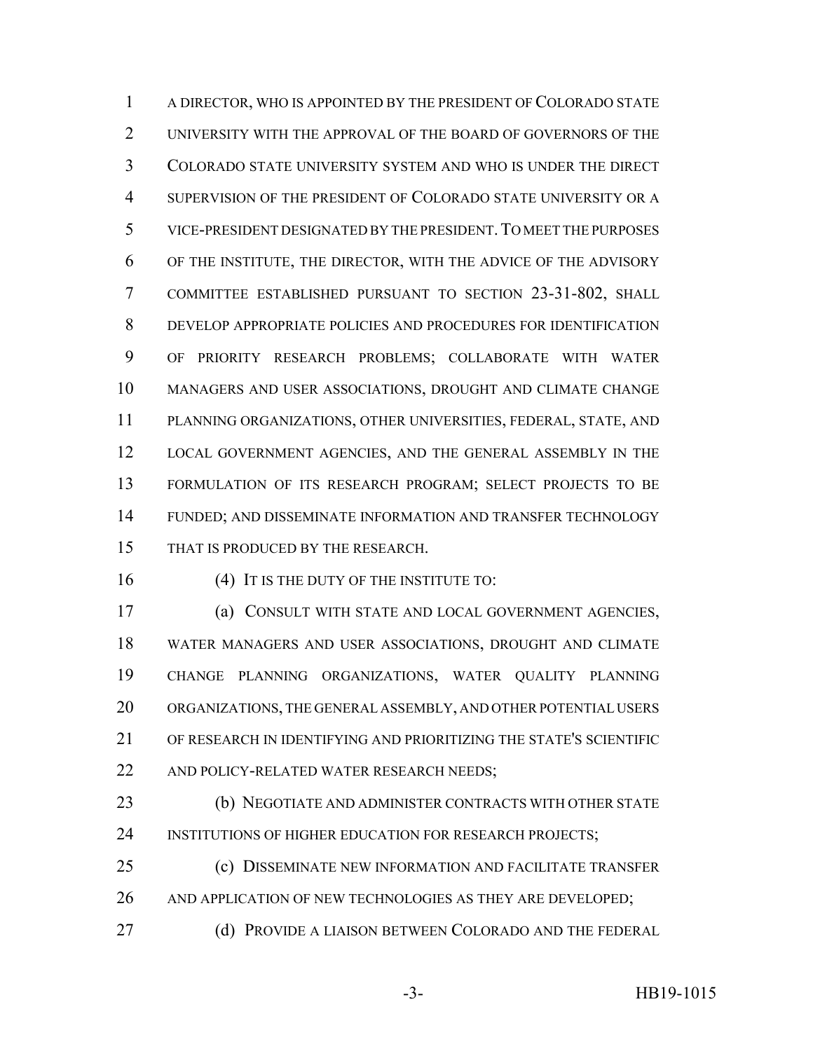A DIRECTOR, WHO IS APPOINTED BY THE PRESIDENT OF COLORADO STATE UNIVERSITY WITH THE APPROVAL OF THE BOARD OF GOVERNORS OF THE COLORADO STATE UNIVERSITY SYSTEM AND WHO IS UNDER THE DIRECT SUPERVISION OF THE PRESIDENT OF COLORADO STATE UNIVERSITY OR A VICE-PRESIDENT DESIGNATED BY THE PRESIDENT. TO MEET THE PURPOSES OF THE INSTITUTE, THE DIRECTOR, WITH THE ADVICE OF THE ADVISORY COMMITTEE ESTABLISHED PURSUANT TO SECTION 23-31-802, SHALL DEVELOP APPROPRIATE POLICIES AND PROCEDURES FOR IDENTIFICATION OF PRIORITY RESEARCH PROBLEMS; COLLABORATE WITH WATER MANAGERS AND USER ASSOCIATIONS, DROUGHT AND CLIMATE CHANGE PLANNING ORGANIZATIONS, OTHER UNIVERSITIES, FEDERAL, STATE, AND LOCAL GOVERNMENT AGENCIES, AND THE GENERAL ASSEMBLY IN THE FORMULATION OF ITS RESEARCH PROGRAM; SELECT PROJECTS TO BE FUNDED; AND DISSEMINATE INFORMATION AND TRANSFER TECHNOLOGY THAT IS PRODUCED BY THE RESEARCH.

(4) IT IS THE DUTY OF THE INSTITUTE TO:

(a) CONSULT WITH STATE AND LOCAL GOVERNMENT AGENCIES, WATER MANAGERS AND USER ASSOCIATIONS, DROUGHT AND CLIMATE CHANGE PLANNING ORGANIZATIONS, WATER QUALITY PLANNING ORGANIZATIONS, THE GENERAL ASSEMBLY, AND OTHER POTENTIAL USERS OF RESEARCH IN IDENTIFYING AND PRIORITIZING THE STATE'S SCIENTIFIC AND POLICY-RELATED WATER RESEARCH NEEDS;

(b) NEGOTIATE AND ADMINISTER CONTRACTS WITH OTHER STATE INSTITUTIONS OF HIGHER EDUCATION FOR RESEARCH PROJECTS;

(c) DISSEMINATE NEW INFORMATION AND FACILITATE TRANSFER AND APPLICATION OF NEW TECHNOLOGIES AS THEY ARE DEVELOPED;

(d) PROVIDE A LIAISON BETWEEN COLORADO AND THE FEDERAL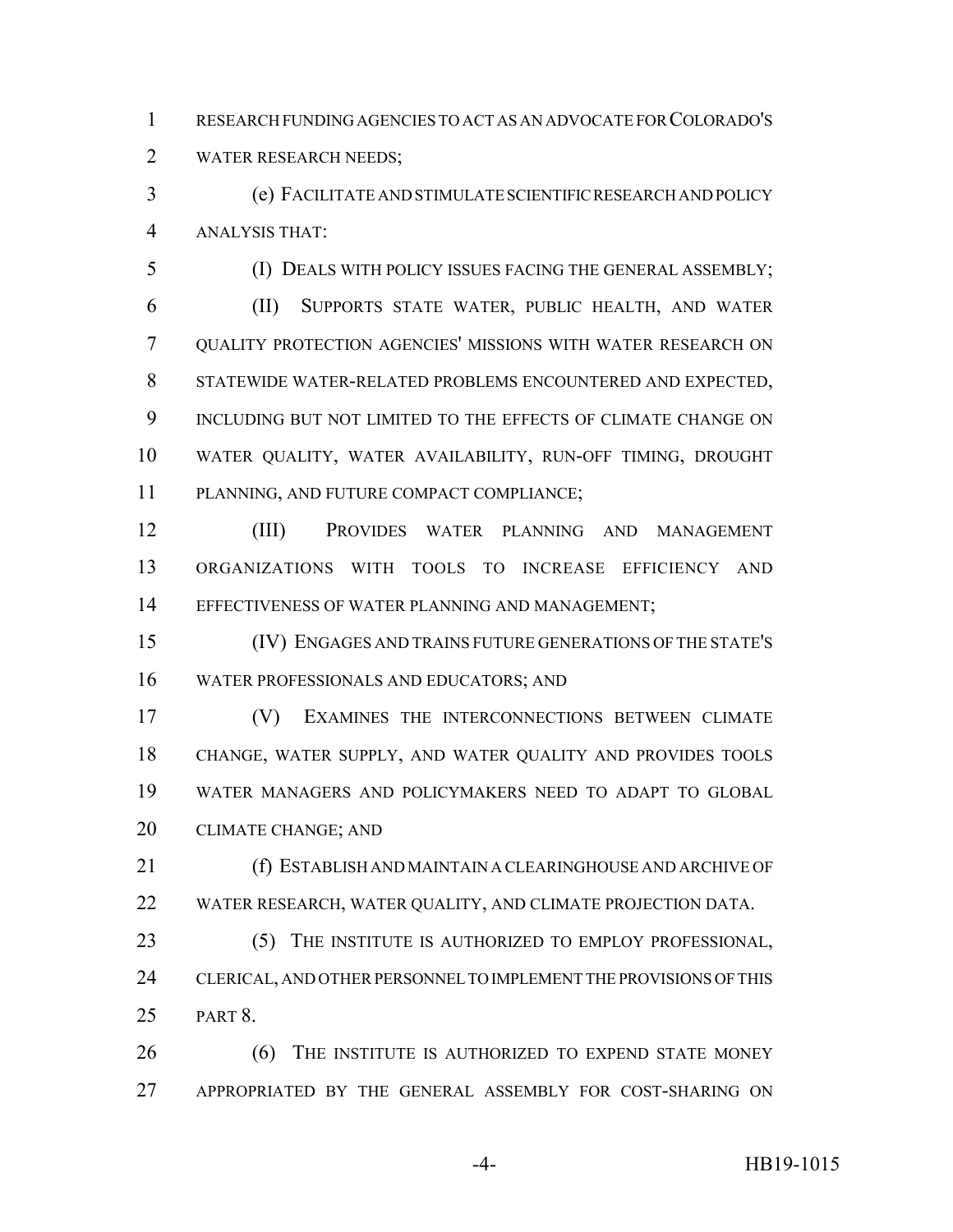RESEARCH FUNDING AGENCIES TO ACT AS AN ADVOCATE FOR COLORADO'S WATER RESEARCH NEEDS;

(e) FACILITATE AND STIMULATE SCIENTIFIC RESEARCH AND POLICY ANALYSIS THAT:

(I) DEALS WITH POLICY ISSUES FACING THE GENERAL ASSEMBLY;

(II) SUPPORTS STATE WATER, PUBLIC HEALTH, AND WATER QUALITY PROTECTION AGENCIES' MISSIONS WITH WATER RESEARCH ON STATEWIDE WATER-RELATED PROBLEMS ENCOUNTERED AND EXPECTED, INCLUDING BUT NOT LIMITED TO THE EFFECTS OF CLIMATE CHANGE ON WATER QUALITY, WATER AVAILABILITY, RUN-OFF TIMING, DROUGHT PLANNING, AND FUTURE COMPACT COMPLIANCE;

(III) PROVIDES WATER PLANNING AND MANAGEMENT ORGANIZATIONS WITH TOOLS TO INCREASE EFFICIENCY AND EFFECTIVENESS OF WATER PLANNING AND MANAGEMENT;

(IV) ENGAGES AND TRAINS FUTURE GENERATIONS OF THE STATE'S WATER PROFESSIONALS AND EDUCATORS; AND

(V) EXAMINES THE INTERCONNECTIONS BETWEEN CLIMATE CHANGE, WATER SUPPLY, AND WATER QUALITY AND PROVIDES TOOLS WATER MANAGERS AND POLICYMAKERS NEED TO ADAPT TO GLOBAL CLIMATE CHANGE; AND

(f) ESTABLISH AND MAINTAIN A CLEARINGHOUSE AND ARCHIVE OF WATER RESEARCH, WATER QUALITY, AND CLIMATE PROJECTION DATA.

(5) THE INSTITUTE IS AUTHORIZED TO EMPLOY PROFESSIONAL, CLERICAL, AND OTHER PERSONNEL TO IMPLEMENT THE PROVISIONS OF THIS PART 8.

(6) THE INSTITUTE IS AUTHORIZED TO EXPEND STATE MONEY APPROPRIATED BY THE GENERAL ASSEMBLY FOR COST-SHARING ON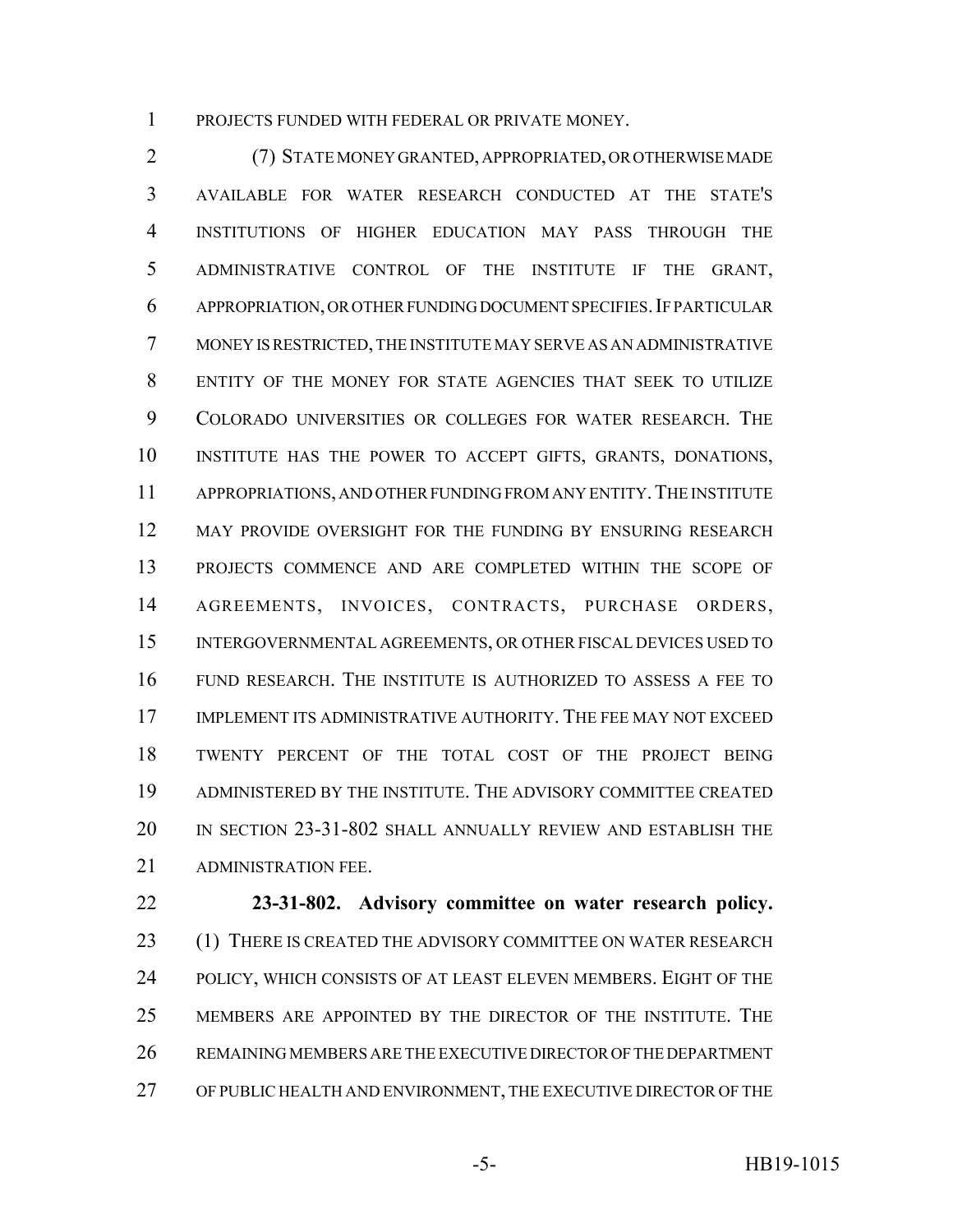PROJECTS FUNDED WITH FEDERAL OR PRIVATE MONEY.

(7) STATE MONEY GRANTED, APPROPRIATED, OR OTHERWISE MADE AVAILABLE FOR WATER RESEARCH CONDUCTED AT THE STATE'S INSTITUTIONS OF HIGHER EDUCATION MAY PASS THROUGH THE ADMINISTRATIVE CONTROL OF THE INSTITUTE IF THE GRANT, APPROPRIATION, OR OTHER FUNDING DOCUMENT SPECIFIES. IF PARTICULAR MONEY IS RESTRICTED, THE INSTITUTE MAY SERVE AS AN ADMINISTRATIVE ENTITY OF THE MONEY FOR STATE AGENCIES THAT SEEK TO UTILIZE COLORADO UNIVERSITIES OR COLLEGES FOR WATER RESEARCH. THE INSTITUTE HAS THE POWER TO ACCEPT GIFTS, GRANTS, DONATIONS, APPROPRIATIONS, AND OTHER FUNDING FROM ANY ENTITY. THE INSTITUTE MAY PROVIDE OVERSIGHT FOR THE FUNDING BY ENSURING RESEARCH PROJECTS COMMENCE AND ARE COMPLETED WITHIN THE SCOPE OF AGREEMENTS, INVOICES, CONTRACTS, PURCHASE ORDERS, INTERGOVERNMENTAL AGREEMENTS, OR OTHER FISCAL DEVICES USED TO FUND RESEARCH. THE INSTITUTE IS AUTHORIZED TO ASSESS A FEE TO IMPLEMENT ITS ADMINISTRATIVE AUTHORITY. THE FEE MAY NOT EXCEED TWENTY PERCENT OF THE TOTAL COST OF THE PROJECT BEING ADMINISTERED BY THE INSTITUTE. THE ADVISORY COMMITTEE CREATED IN SECTION 23-31-802 SHALL ANNUALLY REVIEW AND ESTABLISH THE ADMINISTRATION FEE.

**23-31-802. Advisory committee on water research policy.** (1) THERE IS CREATED THE ADVISORY COMMITTEE ON WATER RESEARCH POLICY, WHICH CONSISTS OF AT LEAST ELEVEN MEMBERS. EIGHT OF THE MEMBERS ARE APPOINTED BY THE DIRECTOR OF THE INSTITUTE. THE REMAINING MEMBERS ARE THE EXECUTIVE DIRECTOR OF THE DEPARTMENT OF PUBLIC HEALTH AND ENVIRONMENT, THE EXECUTIVE DIRECTOR OF THE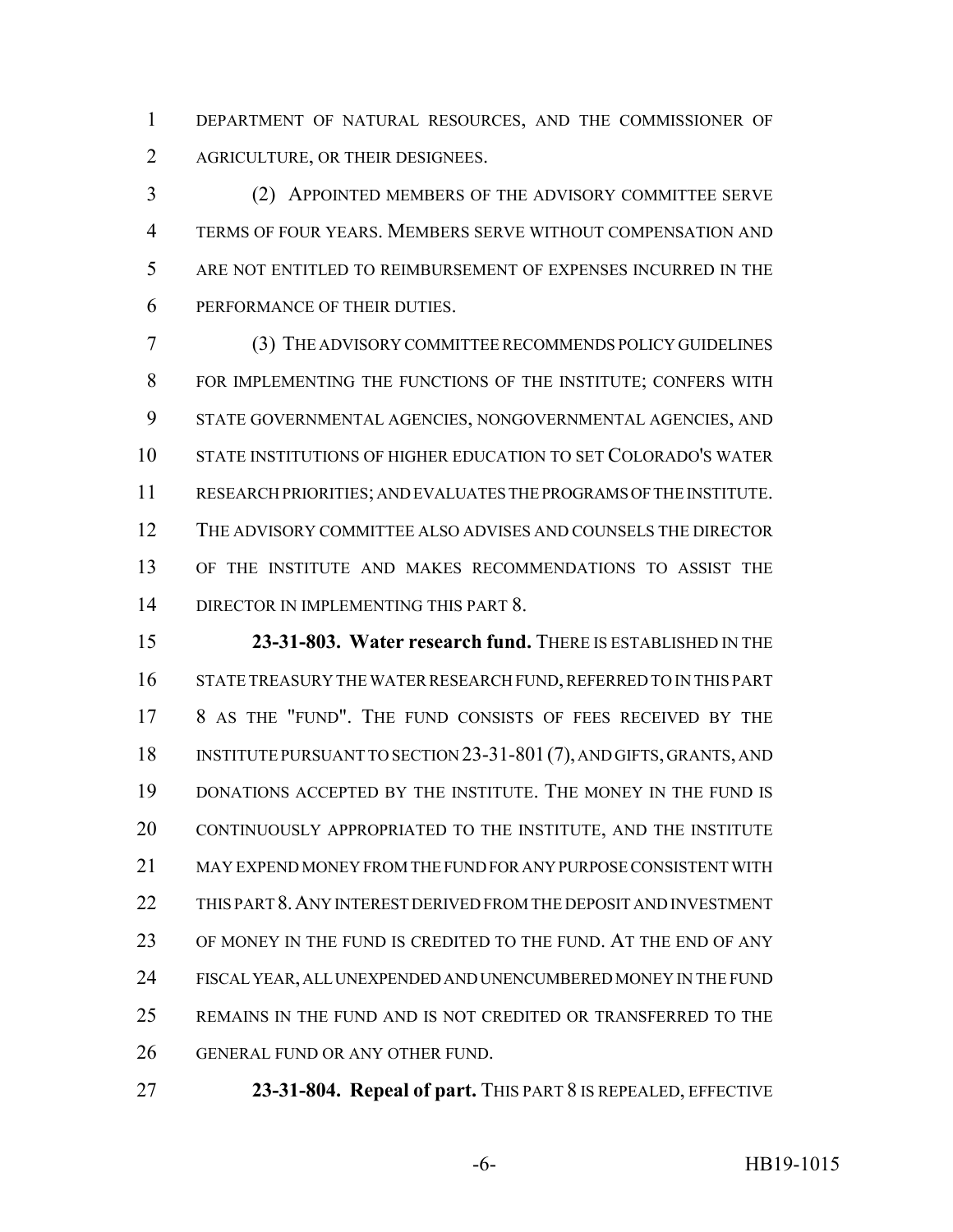DEPARTMENT OF NATURAL RESOURCES, AND THE COMMISSIONER OF AGRICULTURE, OR THEIR DESIGNEES.

(2) APPOINTED MEMBERS OF THE ADVISORY COMMITTEE SERVE TERMS OF FOUR YEARS. MEMBERS SERVE WITHOUT COMPENSATION AND ARE NOT ENTITLED TO REIMBURSEMENT OF EXPENSES INCURRED IN THE PERFORMANCE OF THEIR DUTIES.

(3) THE ADVISORY COMMITTEE RECOMMENDS POLICY GUIDELINES FOR IMPLEMENTING THE FUNCTIONS OF THE INSTITUTE; CONFERS WITH STATE GOVERNMENTAL AGENCIES, NONGOVERNMENTAL AGENCIES, AND STATE INSTITUTIONS OF HIGHER EDUCATION TO SET COLORADO'S WATER RESEARCH PRIORITIES; AND EVALUATES THE PROGRAMS OF THE INSTITUTE. THE ADVISORY COMMITTEE ALSO ADVISES AND COUNSELS THE DIRECTOR OF THE INSTITUTE AND MAKES RECOMMENDATIONS TO ASSIST THE DIRECTOR IN IMPLEMENTING THIS PART 8.

**23-31-803. Water research fund.** THERE IS ESTABLISHED IN THE STATE TREASURY THE WATER RESEARCH FUND, REFERRED TO IN THIS PART 8 AS THE "FUND". THE FUND CONSISTS OF FEES RECEIVED BY THE INSTITUTE PURSUANT TO SECTION 23-31-801 (7), AND GIFTS, GRANTS, AND DONATIONS ACCEPTED BY THE INSTITUTE. THE MONEY IN THE FUND IS CONTINUOUSLY APPROPRIATED TO THE INSTITUTE, AND THE INSTITUTE MAY EXPEND MONEY FROM THE FUND FOR ANY PURPOSE CONSISTENT WITH THIS PART 8. ANY INTEREST DERIVED FROM THE DEPOSIT AND INVESTMENT OF MONEY IN THE FUND IS CREDITED TO THE FUND. AT THE END OF ANY FISCAL YEAR, ALL UNEXPENDED AND UNENCUMBERED MONEY IN THE FUND REMAINS IN THE FUND AND IS NOT CREDITED OR TRANSFERRED TO THE GENERAL FUND OR ANY OTHER FUND.

**23-31-804. Repeal of part.** THIS PART 8 IS REPEALED, EFFECTIVE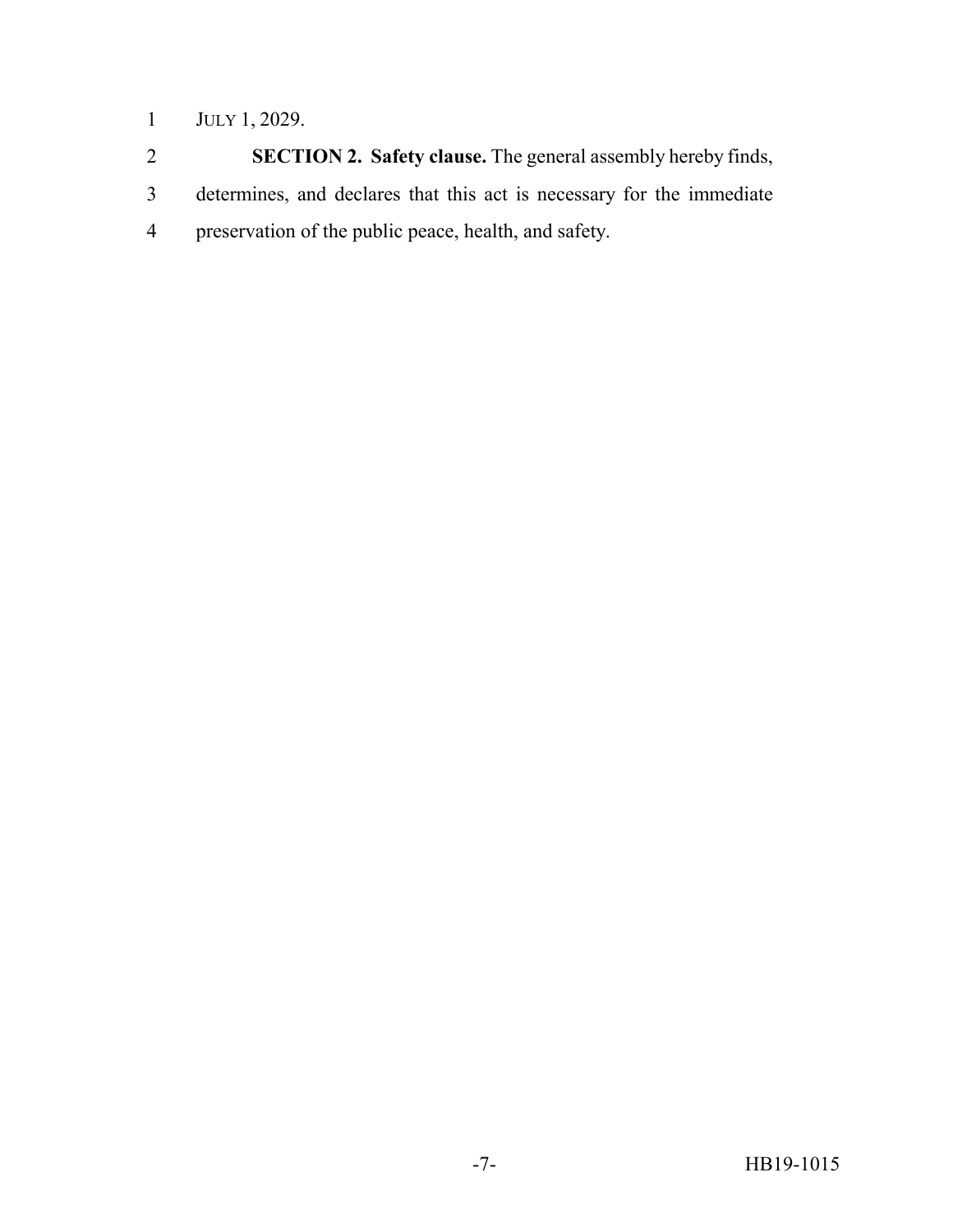JULY 1, 2029.

**SECTION 2. Safety clause.** The general assembly hereby finds, determines, and declares that this act is necessary for the immediate preservation of the public peace, health, and safety.